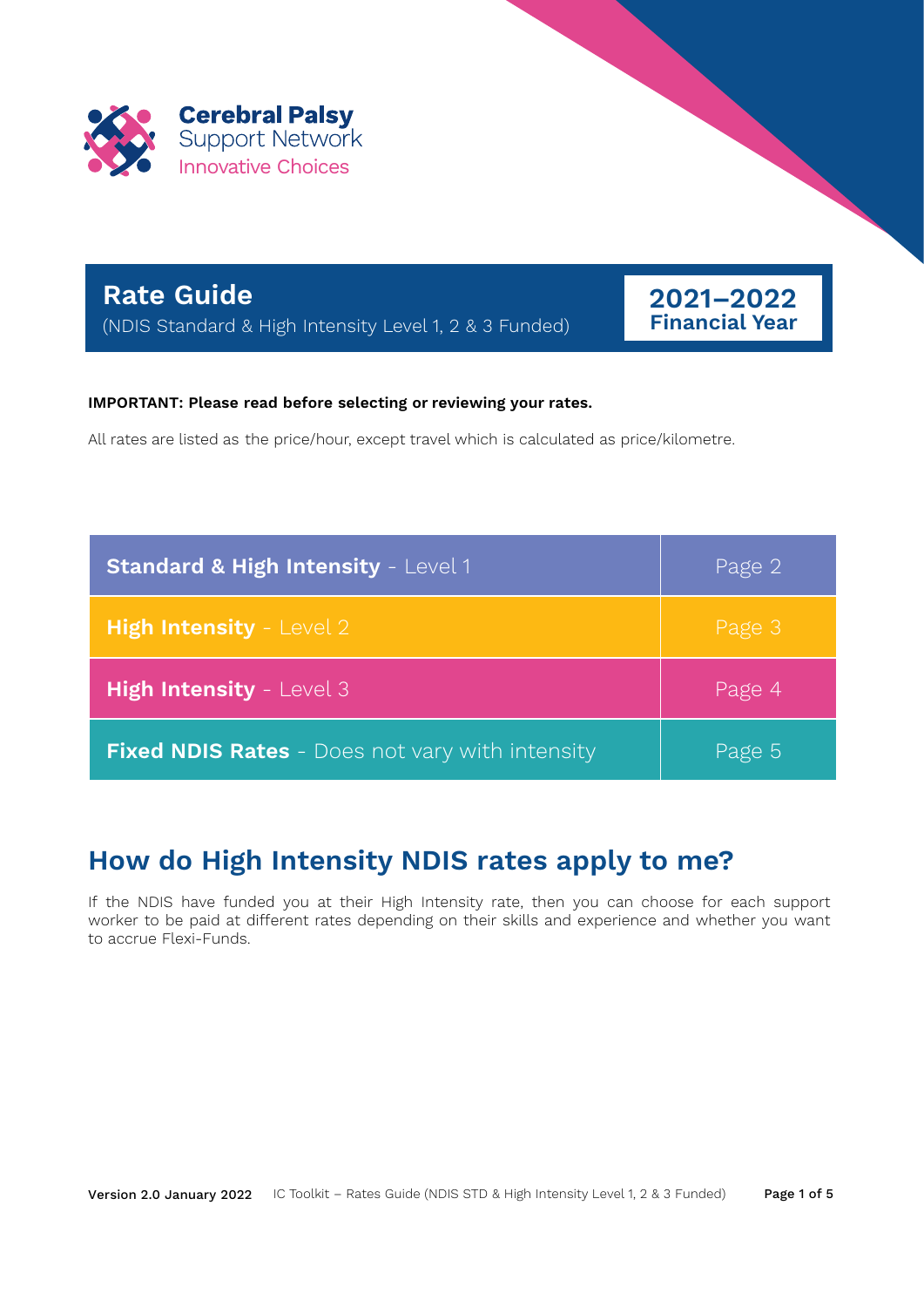Cerebral Palsy
Support Network
Innovative Choices

# Rate Guide

(NDIS Standard & High Intensity Level 1, 2 & 3 Funded)

**2021–2022 Financial Year**

**IMPORTANT: Please read before selecting or reviewing your rates.**

All rates are listed as the price/hour, except travel which is calculated as price/kilometre.

| | |
|---|---|
| **Standard & High Intensity** - Level 1 | Page 2 |
| **High Intensity** - Level 2 | Page 3 |
| **High Intensity** - Level 3 | Page 4 |
| **Fixed NDIS Rates** - Does not vary with intensity | Page 5 |

## How do High Intensity NDIS rates apply to me?

If the NDIS have funded you at their High Intensity rate, then you can choose for each support worker to be paid at different rates depending on their skills and experience and whether you want to accrue Flexi-Funds.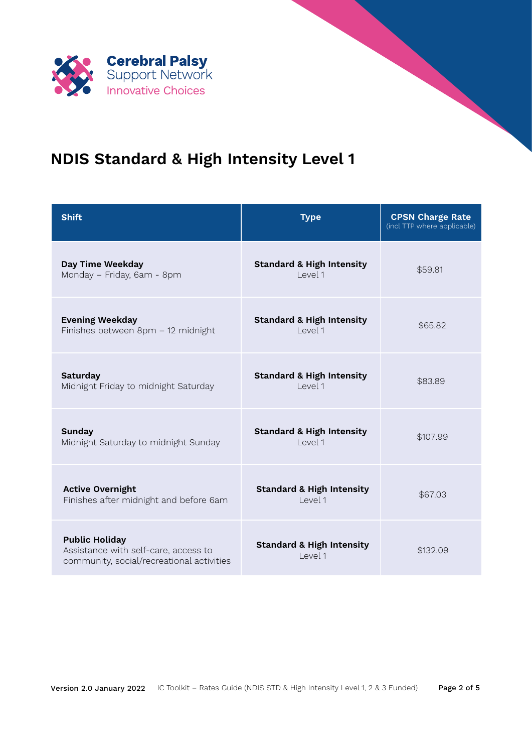Cerebral Palsy Support Network
Innovative Choices

# NDIS Standard & High Intensity Level 1

| Shift | Type | CPSN Charge Rate (incl TTP where applicable) |
|---|---|---|
| **Day Time Weekday** Monday – Friday, 6am - 8pm | **Standard & High Intensity** Level 1 | $59.81 |
| **Evening Weekday** Finishes between 8pm – 12 midnight | **Standard & High Intensity** Level 1 | $65.82 |
| **Saturday** Midnight Friday to midnight Saturday | **Standard & High Intensity** Level 1 | $83.89 |
| **Sunday** Midnight Saturday to midnight Sunday | **Standard & High Intensity** Level 1 | $107.99 |
| **Active Overnight** Finishes after midnight and before 6am | **Standard & High Intensity** Level 1 | $67.03 |
| **Public Holiday** Assistance with self-care, access to community, social/recreational activities | **Standard & High Intensity** Level 1 | $132.09 |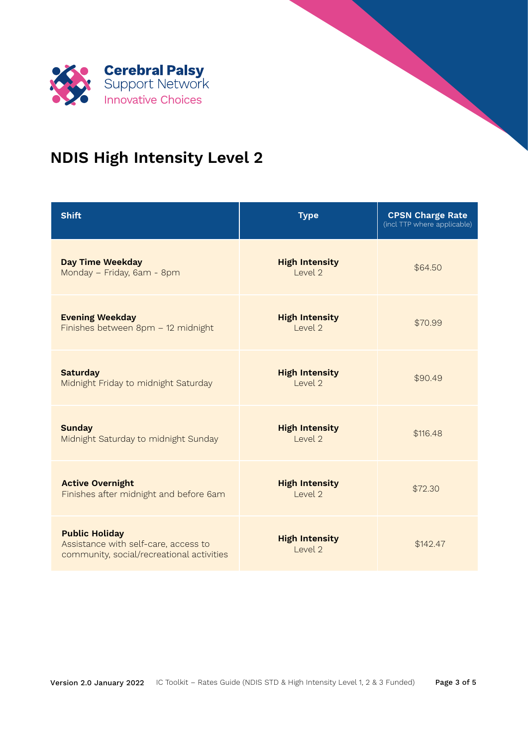# NDIS High Intensity Level 2

| Shift | Type | CPSN Charge Rate (incl TTP where applicable) |
|---|---|---|
| **Day Time Weekday** Monday – Friday, 6am - 8pm | **High Intensity** Level 2 | $64.50 |
| **Evening Weekday** Finishes between 8pm – 12 midnight | **High Intensity** Level 2 | $70.99 |
| **Saturday** Midnight Friday to midnight Saturday | **High Intensity** Level 2 | $90.49 |
| **Sunday** Midnight Saturday to midnight Sunday | **High Intensity** Level 2 | $116.48 |
| **Active Overnight** Finishes after midnight and before 6am | **High Intensity** Level 2 | $72.30 |
| **Public Holiday** Assistance with self-care, access to community, social/recreational activities | **High Intensity** Level 2 | $142.47 |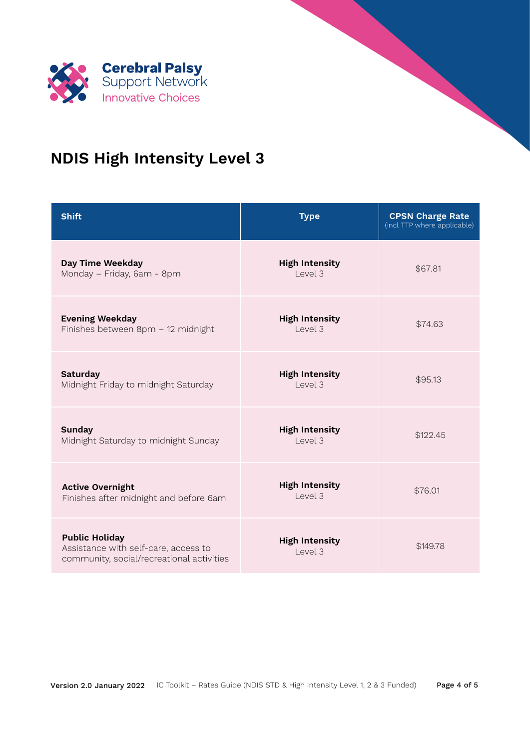# NDIS High Intensity Level 3

| Shift | Type | CPSN Charge Rate (incl TTP where applicable) |
| --- | --- | --- |
| **Day Time Weekday** Monday – Friday, 6am - 8pm | **High Intensity** Level 3 | $67.81 |
| **Evening Weekday** Finishes between 8pm – 12 midnight | **High Intensity** Level 3 | $74.63 |
| **Saturday** Midnight Friday to midnight Saturday | **High Intensity** Level 3 | $95.13 |
| **Sunday** Midnight Saturday to midnight Sunday | **High Intensity** Level 3 | $122.45 |
| **Active Overnight** Finishes after midnight and before 6am | **High Intensity** Level 3 | $76.01 |
| **Public Holiday** Assistance with self-care, access to community, social/recreational activities | **High Intensity** Level 3 | $149.78 |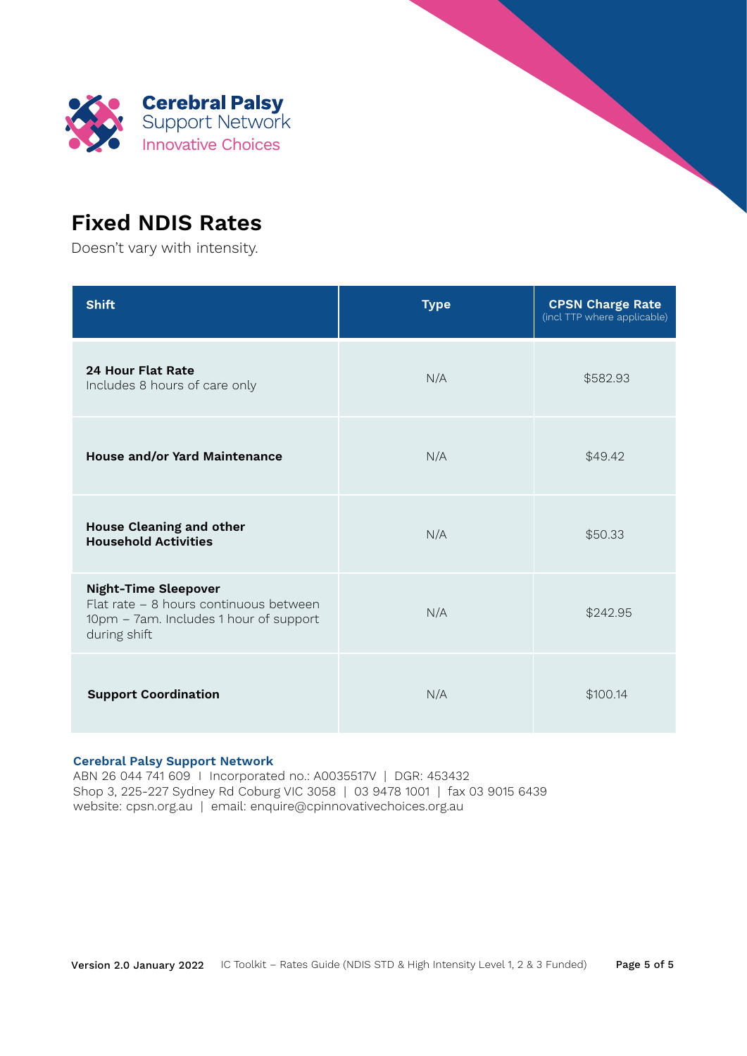# Fixed NDIS Rates

Doesn't vary with intensity.

| Shift | Type | CPSN Charge Rate (incl TTP where applicable) |
|---|---|---|
| **24 Hour Flat Rate** Includes 8 hours of care only | N/A | $582.93 |
| **House and/or Yard Maintenance** | N/A | $49.42 |
| **House Cleaning and other Household Activities** | N/A | $50.33 |
| **Night-Time Sleepover** Flat rate – 8 hours continuous between 10pm – 7am. Includes 1 hour of support during shift | N/A | $242.95 |
| **Support Coordination** | N/A | $100.14 |

**Cerebral Palsy Support Network**
ABN 26 044 741 609 I Incorporated no.: A0035517V | DGR: 453432
Shop 3, 225-227 Sydney Rd Coburg VIC 3058 | 03 9478 1001 | fax 03 9015 6439
website: cpsn.org.au | email: enquire@cpinnovativechoices.org.au

**Version 2.0 January 2022** IC Toolkit – Rates Guide (NDIS STD & High Intensity Level 1, 2 & 3 Funded)